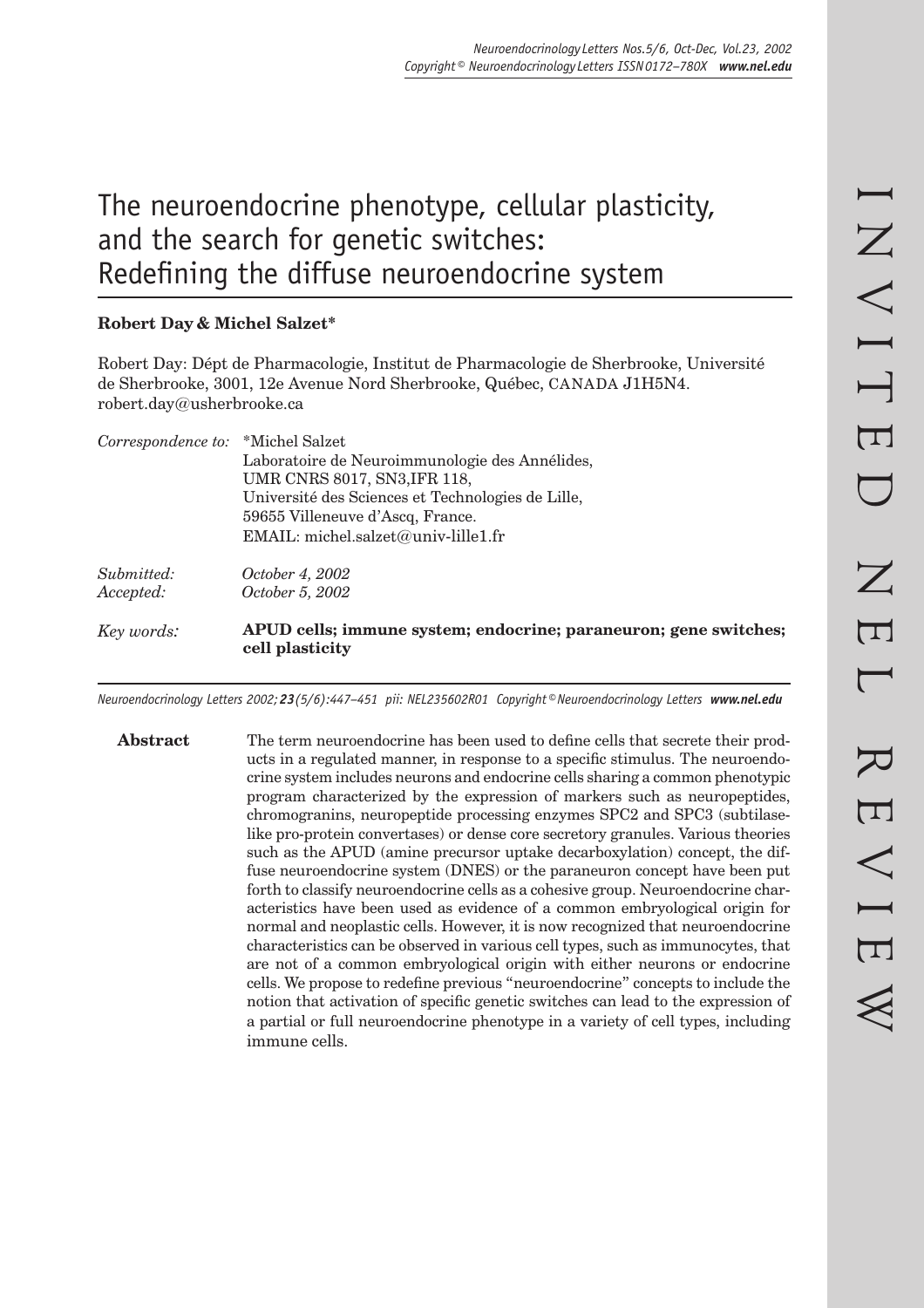# The neuroendocrine phenotype, cellular plasticity, and the search for genetic switches: Redefining the diffuse neuroendocrine system

**Robert Day & Michel Salzet***

Robert Day: Dépt de Pharmacologie, Institut de Pharmacologie de Sherbrooke, Université de Sherbrooke, 3001, 12e Avenue Nord Sherbrooke, Québec, CANADA J1H5N4. robert.day@usherbrooke.ca

*Correspondence to:* *Michel Salzet
Laboratoire de Neuroimmunologie des Annélides,
UMR CNRS 8017, SN3,IFR 118,
Université des Sciences et Technologies de Lille,
59655 Villeneuve d'Ascq, France.
EMAIL: michel.salzet@univ-lille1.fr

*Submitted:* *October 4, 2002*
*Accepted:* *October 5, 2002*

*Key words:* **APUD cells; immune system; endocrine; paraneuron; gene switches; cell plasticity**

*Neuroendocrinology Letters 2002;* ***23****(5/6):447–451 pii: NEL235602R01 Copyright © Neuroendocrinology Letters* ***www.nel.edu***

**Abstract** The term neuroendocrine has been used to define cells that secrete their products in a regulated manner, in response to a specific stimulus. The neuroendocrine system includes neurons and endocrine cells sharing a common phenotypic program characterized by the expression of markers such as neuropeptides, chromogranins, neuropeptide processing enzymes SPC2 and SPC3 (subtilase-like pro-protein convertases) or dense core secretory granules. Various theories such as the APUD (amine precursor uptake decarboxylation) concept, the diffuse neuroendocrine system (DNES) or the paraneuron concept have been put forth to classify neuroendocrine cells as a cohesive group. Neuroendocrine characteristics have been used as evidence of a common embryological origin for normal and neoplastic cells. However, it is now recognized that neuroendocrine characteristics can be observed in various cell types, such as immunocytes, that are not of a common embryological origin with either neurons or endocrine cells. We propose to redefine previous "neuroendocrine" concepts to include the notion that activation of specific genetic switches can lead to the expression of a partial or full neuroendocrine phenotype in a variety of cell types, including immune cells.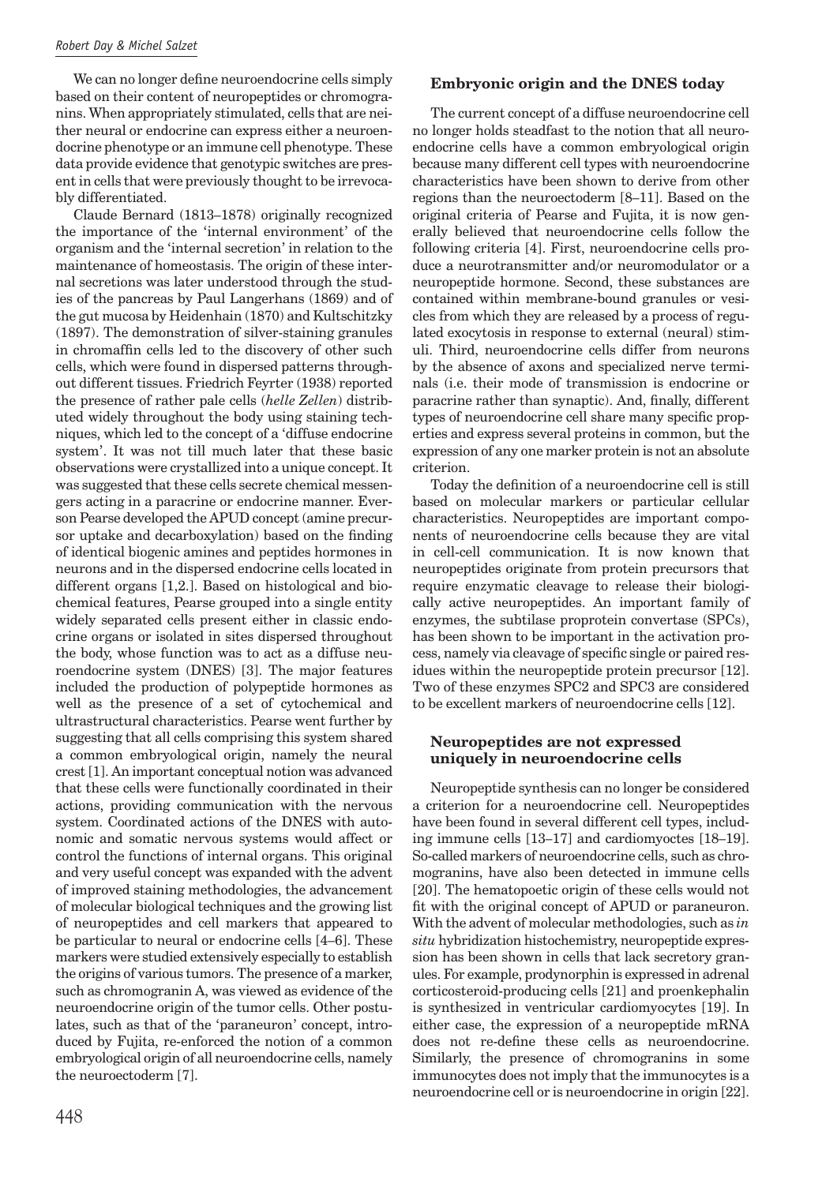We can no longer define neuroendocrine cells simply based on their content of neuropeptides or chromogranins. When appropriately stimulated, cells that are neither neural or endocrine can express either a neuroendocrine phenotype or an immune cell phenotype. These data provide evidence that genotypic switches are present in cells that were previously thought to be irrevocably differentiated.

Claude Bernard (1813–1878) originally recognized the importance of the 'internal environment' of the organism and the 'internal secretion' in relation to the maintenance of homeostasis. The origin of these internal secretions was later understood through the studies of the pancreas by Paul Langerhans (1869) and of the gut mucosa by Heidenhain (1870) and Kultschitzky (1897). The demonstration of silver-staining granules in chromaffin cells led to the discovery of other such cells, which were found in dispersed patterns throughout different tissues. Friedrich Feyrter (1938) reported the presence of rather pale cells (*helle Zellen*) distributed widely throughout the body using staining techniques, which led to the concept of a 'diffuse endocrine system'. It was not till much later that these basic observations were crystallized into a unique concept. It was suggested that these cells secrete chemical messengers acting in a paracrine or endocrine manner. Everson Pearse developed the APUD concept (amine precursor uptake and decarboxylation) based on the finding of identical biogenic amines and peptides hormones in neurons and in the dispersed endocrine cells located in different organs [1,2.]. Based on histological and biochemical features, Pearse grouped into a single entity widely separated cells present either in classic endocrine organs or isolated in sites dispersed throughout the body, whose function was to act as a diffuse neuroendocrine system (DNES) [3]. The major features included the production of polypeptide hormones as well as the presence of a set of cytochemical and ultrastructural characteristics. Pearse went further by suggesting that all cells comprising this system shared a common embryological origin, namely the neural crest [1]. An important conceptual notion was advanced that these cells were functionally coordinated in their actions, providing communication with the nervous system. Coordinated actions of the DNES with autonomic and somatic nervous systems would affect or control the functions of internal organs. This original and very useful concept was expanded with the advent of improved staining methodologies, the advancement of molecular biological techniques and the growing list of neuropeptides and cell markers that appeared to be particular to neural or endocrine cells [4–6]. These markers were studied extensively especially to establish the origins of various tumors. The presence of a marker, such as chromogranin A, was viewed as evidence of the neuroendocrine origin of the tumor cells. Other postulates, such as that of the 'paraneuron' concept, introduced by Fujita, re-enforced the notion of a common embryological origin of all neuroendocrine cells, namely the neuroectoderm [7].

### Embryonic origin and the DNES today

The current concept of a diffuse neuroendocrine cell no longer holds steadfast to the notion that all neuroendocrine cells have a common embryological origin because many different cell types with neuroendocrine characteristics have been shown to derive from other regions than the neuroectoderm [8–11]. Based on the original criteria of Pearse and Fujita, it is now generally believed that neuroendocrine cells follow the following criteria [4]. First, neuroendocrine cells produce a neurotransmitter and/or neuromodulator or a neuropeptide hormone. Second, these substances are contained within membrane-bound granules or vesicles from which they are released by a process of regulated exocytosis in response to external (neural) stimuli. Third, neuroendocrine cells differ from neurons by the absence of axons and specialized nerve terminals (i.e. their mode of transmission is endocrine or paracrine rather than synaptic). And, finally, different types of neuroendocrine cell share many specific properties and express several proteins in common, but the expression of any one marker protein is not an absolute criterion.

Today the definition of a neuroendocrine cell is still based on molecular markers or particular cellular characteristics. Neuropeptides are important components of neuroendocrine cells because they are vital in cell-cell communication. It is now known that neuropeptides originate from protein precursors that require enzymatic cleavage to release their biologically active neuropeptides. An important family of enzymes, the subtilase proprotein convertase (SPCs), has been shown to be important in the activation process, namely via cleavage of specific single or paired residues within the neuropeptide protein precursor [12]. Two of these enzymes SPC2 and SPC3 are considered to be excellent markers of neuroendocrine cells [12].

### Neuropeptides are not expressed uniquely in neuroendocrine cells

Neuropeptide synthesis can no longer be considered a criterion for a neuroendocrine cell. Neuropeptides have been found in several different cell types, including immune cells [13–17] and cardiomyoctes [18–19]. So-called markers of neuroendocrine cells, such as chromogranins, have also been detected in immune cells [20]. The hematopoetic origin of these cells would not fit with the original concept of APUD or paraneuron. With the advent of molecular methodologies, such as *in situ* hybridization histochemistry, neuropeptide expression has been shown in cells that lack secretory granules. For example, prodynorphin is expressed in adrenal corticosteroid-producing cells [21] and proenkephalin is synthesized in ventricular cardiomyocytes [19]. In either case, the expression of a neuropeptide mRNA does not re-define these cells as neuroendocrine. Similarly, the presence of chromogranins in some immunocytes does not imply that the immunocytes is a neuroendocrine cell or is neuroendocrine in origin [22].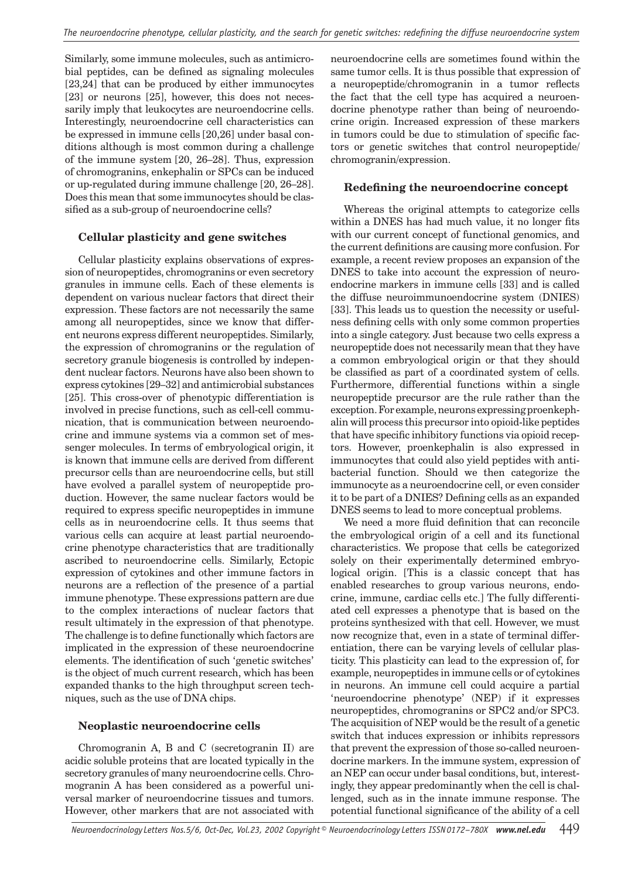Similarly, some immune molecules, such as antimicrobial peptides, can be defined as signaling molecules [23,24] that can be produced by either immunocytes [23] or neurons [25], however, this does not necessarily imply that leukocytes are neuroendocrine cells. Interestingly, neuroendocrine cell characteristics can be expressed in immune cells [20,26] under basal conditions although is most common during a challenge of the immune system [20, 26–28]. Thus, expression of chromogranins, enkephalin or SPCs can be induced or up-regulated during immune challenge [20, 26–28]. Does this mean that some immunocytes should be classified as a sub-group of neuroendocrine cells?

## Cellular plasticity and gene switches

Cellular plasticity explains observations of expression of neuropeptides, chromogranins or even secretory granules in immune cells. Each of these elements is dependent on various nuclear factors that direct their expression. These factors are not necessarily the same among all neuropeptides, since we know that different neurons express different neuropeptides. Similarly, the expression of chromogranins or the regulation of secretory granule biogenesis is controlled by independent nuclear factors. Neurons have also been shown to express cytokines [29–32] and antimicrobial substances [25]. This cross-over of phenotypic differentiation is involved in precise functions, such as cell-cell communication, that is communication between neuroendocrine and immune systems via a common set of messenger molecules. In terms of embryological origin, it is known that immune cells are derived from different precursor cells than are neuroendocrine cells, but still have evolved a parallel system of neuropeptide production. However, the same nuclear factors would be required to express specific neuropeptides in immune cells as in neuroendocrine cells. It thus seems that various cells can acquire at least partial neuroendocrine phenotype characteristics that are traditionally ascribed to neuroendocrine cells. Similarly, Ectopic expression of cytokines and other immune factors in neurons are a reflection of the presence of a partial immune phenotype. These expressions pattern are due to the complex interactions of nuclear factors that result ultimately in the expression of that phenotype. The challenge is to define functionally which factors are implicated in the expression of these neuroendocrine elements. The identification of such 'genetic switches' is the object of much current research, which has been expanded thanks to the high throughput screen techniques, such as the use of DNA chips.

## Neoplastic neuroendocrine cells

Chromogranin A, B and C (secretogranin II) are acidic soluble proteins that are located typically in the secretory granules of many neuroendocrine cells. Chromogranin A has been considered as a powerful universal marker of neuroendocrine tissues and tumors. However, other markers that are not associated with neuroendocrine cells are sometimes found within the same tumor cells. It is thus possible that expression of a neuropeptide/chromogranin in a tumor reflects the fact that the cell type has acquired a neuroendocrine phenotype rather than being of neuroendocrine origin. Increased expression of these markers in tumors could be due to stimulation of specific factors or genetic switches that control neuropeptide/chromogranin/expression.

## Redefining the neuroendocrine concept

Whereas the original attempts to categorize cells within a DNES has had much value, it no longer fits with our current concept of functional genomics, and the current definitions are causing more confusion. For example, a recent review proposes an expansion of the DNES to take into account the expression of neuroendocrine markers in immune cells [33] and is called the diffuse neuroimmunoendocrine system (DNIES) [33]. This leads us to question the necessity or usefulness defining cells with only some common properties into a single category. Just because two cells express a neuropeptide does not necessarily mean that they have a common embryological origin or that they should be classified as part of a coordinated system of cells. Furthermore, differential functions within a single neuropeptide precursor are the rule rather than the exception. For example, neurons expressing proenkephalin will process this precursor into opioid-like peptides that have specific inhibitory functions via opioid receptors. However, proenkephalin is also expressed in immunocytes that could also yield peptides with antibacterial function. Should we then categorize the immunocyte as a neuroendocrine cell, or even consider it to be part of a DNIES? Defining cells as an expanded DNES seems to lead to more conceptual problems.

We need a more fluid definition that can reconcile the embryological origin of a cell and its functional characteristics. We propose that cells be categorized solely on their experimentally determined embryological origin. [This is a classic concept that has enabled researches to group various neurons, endocrine, immune, cardiac cells etc.] The fully differentiated cell expresses a phenotype that is based on the proteins synthesized with that cell. However, we must now recognize that, even in a state of terminal differentiation, there can be varying levels of cellular plasticity. This plasticity can lead to the expression of, for example, neuropeptides in immune cells or of cytokines in neurons. An immune cell could acquire a partial 'neuroendocrine phenotype' (NEP) if it expresses neuropeptides, chromogranins or SPC2 and/or SPC3. The acquisition of NEP would be the result of a genetic switch that induces expression or inhibits repressors that prevent the expression of those so-called neuroendocrine markers. In the immune system, expression of an NEP can occur under basal conditions, but, interestingly, they appear predominantly when the cell is challenged, such as in the innate immune response. The potential functional significance of the ability of a cell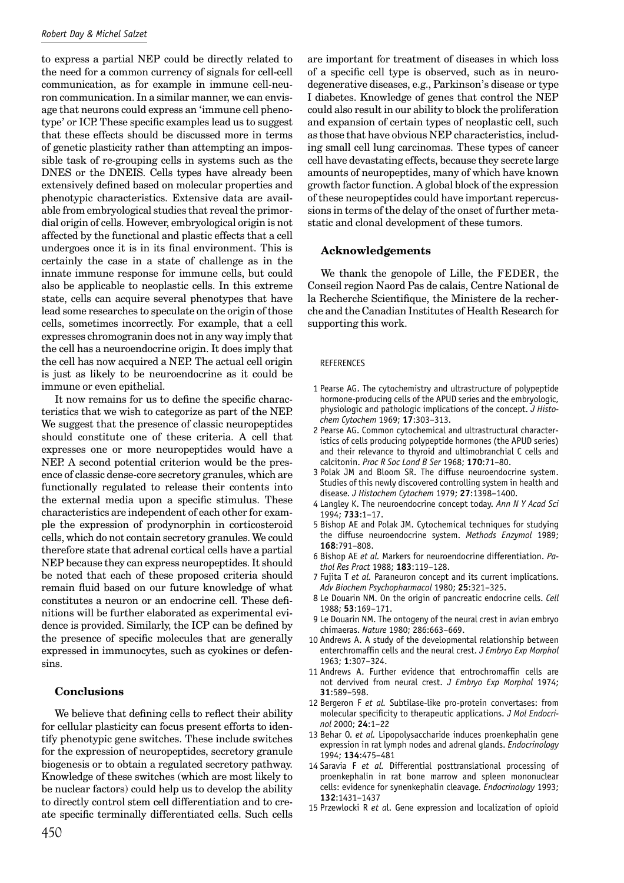to express a partial NEP could be directly related to the need for a common currency of signals for cell-cell communication, as for example in immune cell-neuron communication. In a similar manner, we can envisage that neurons could express an 'immune cell phenotype' or ICP. These specific examples lead us to suggest that these effects should be discussed more in terms of genetic plasticity rather than attempting an impossible task of re-grouping cells in systems such as the DNES or the DNEIS. Cells types have already been extensively defined based on molecular properties and phenotypic characteristics. Extensive data are available from embryological studies that reveal the primordial origin of cells. However, embryological origin is not affected by the functional and plastic effects that a cell undergoes once it is in its final environment. This is certainly the case in a state of challenge as in the innate immune response for immune cells, but could also be applicable to neoplastic cells. In this extreme state, cells can acquire several phenotypes that have lead some researches to speculate on the origin of those cells, sometimes incorrectly. For example, that a cell expresses chromogranin does not in any way imply that the cell has a neuroendocrine origin. It does imply that the cell has now acquired a NEP. The actual cell origin is just as likely to be neuroendocrine as it could be immune or even epithelial.

It now remains for us to define the specific characteristics that we wish to categorize as part of the NEP. We suggest that the presence of classic neuropeptides should constitute one of these criteria. A cell that expresses one or more neuropeptides would have a NEP. A second potential criterion would be the presence of classic dense-core secretory granules, which are functionally regulated to release their contents into the external media upon a specific stimulus. These characteristics are independent of each other for example the expression of prodynorphin in corticosteroid cells, which do not contain secretory granules. We could therefore state that adrenal cortical cells have a partial NEP because they can express neuropeptides. It should be noted that each of these proposed criteria should remain fluid based on our future knowledge of what constitutes a neuron or an endocrine cell. These definitions will be further elaborated as experimental evidence is provided. Similarly, the ICP can be defined by the presence of specific molecules that are generally expressed in immunocytes, such as cyokines or defensins.

## Conclusions

We believe that defining cells to reflect their ability for cellular plasticity can focus present efforts to identify phenotypic gene switches. These include switches for the expression of neuropeptides, secretory granule biogenesis or to obtain a regulated secretory pathway. Knowledge of these switches (which are most likely to be nuclear factors) could help us to develop the ability to directly control stem cell differentiation and to create specific terminally differentiated cells. Such cells are important for treatment of diseases in which loss of a specific cell type is observed, such as in neurodegenerative diseases, e.g., Parkinson's disease or type I diabetes. Knowledge of genes that control the NEP could also result in our ability to block the proliferation and expansion of certain types of neoplastic cell, such as those that have obvious NEP characteristics, including small cell lung carcinomas. These types of cancer cell have devastating effects, because they secrete large amounts of neuropeptides, many of which have known growth factor function. A global block of the expression of these neuropeptides could have important repercussions in terms of the delay of the onset of further metastatic and clonal development of these tumors.

## Acknowledgements

We thank the genopole of Lille, the FEDER, the Conseil region Naord Pas de calais, Centre National de la Recherche Scientifique, the Ministere de la recherche and the Canadian Institutes of Health Research for supporting this work.

## REFERENCES

1 Pearse AG. The cytochemistry and ultrastructure of polypeptide hormone-producing cells of the APUD series and the embryologic, physiologic and pathologic implications of the concept. *J Histochem Cytochem* 1969; **17**:303–313.

2 Pearse AG. Common cytochemical and ultrastructural characteristics of cells producing polypeptide hormones (the APUD series) and their relevance to thyroid and ultimobranchial C cells and calcitonin. *Proc R Soc Lond B Ser* 1968; **170**:71–80.

3 Polak JM and Bloom SR. The diffuse neuroendocrine system. Studies of this newly discovered controlling system in health and disease. *J Histochem Cytochem* 1979; **27**:1398–1400.

4 Langley K. The neuroendocrine concept today. *Ann N Y Acad Sci* 1994; **733**:1–17.

5 Bishop AE and Polak JM. Cytochemical techniques for studying the diffuse neuroendocrine system. *Methods Enzymol* 1989; **168**:791–808.

6 Bishop AE *et al.* Markers for neuroendocrine differentiation. *Pathol Res Pract* 1988; **183**:119–128.

7 Fujita T *et al.* Paraneuron concept and its current implications. *Adv Biochem Psychopharmacol* 1980; **25**:321–325.

8 Le Douarin NM. On the origin of pancreatic endocrine cells. *Cell* 1988; **53**:169–171.

9 Le Douarin NM. The ontogeny of the neural crest in avian embryo chimaeras. *Nature* 1980; 286:663–669.

10 Andrews A. A study of the developmental relationship between enterchromaffin cells and the neural crest. *J Embryo Exp Morphol* 1963; **1**:307–324.

11 Andrews A. Further evidence that entrochromaffin cells are not dervived from neural crest. *J Embryo Exp Morphol* 1974; **31**:589–598.

12 Bergeron F *et al.* Subtilase-like pro-protein convertases: from molecular specificity to therapeutic applications. *J Mol Endocrinol* 2000; **24**:1–22

13 Behar O. *et al.* Lipopolysaccharide induces proenkephalin gene expression in rat lymph nodes and adrenal glands. *Endocrinology* 1994; **134**:475–481

14 Saravia F *et al.* Differential posttranslational processing of proenkephalin in rat bone marrow and spleen mononuclear cells: evidence for synenkephalin cleavage. *Endocrinology* 1993; **132**:1431–1437

15 Przewlocki R *et a*l. Gene expression and localization of opioid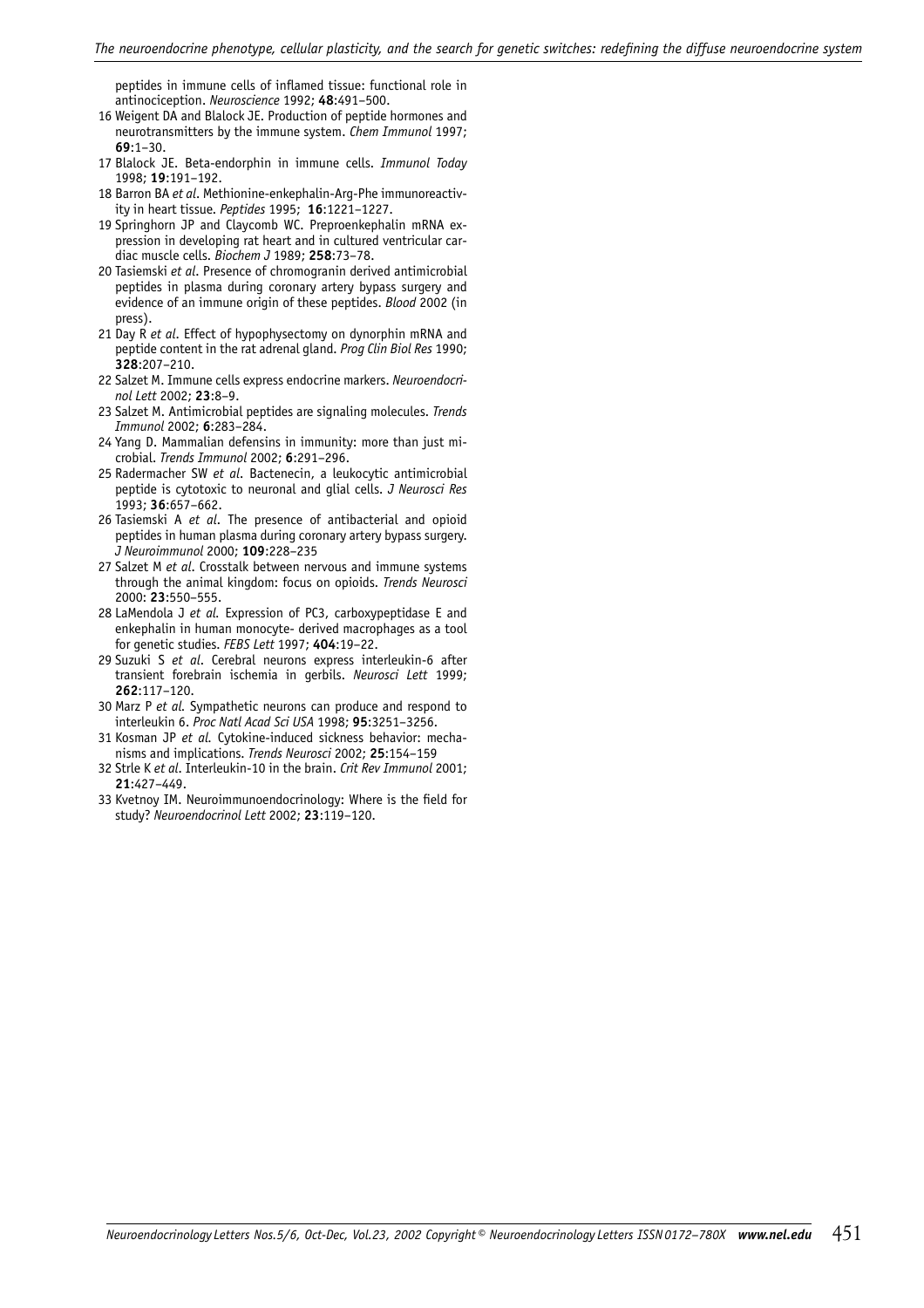peptides in immune cells of inflamed tissue: functional role in antinociception. *Neuroscience* 1992; **48**:491–500.

16 Weigent DA and Blalock JE. Production of peptide hormones and neurotransmitters by the immune system. *Chem Immunol* 1997; **69**:1–30.

17 Blalock JE. Beta-endorphin in immune cells. *Immunol Today* 1998; **19**:191–192.

18 Barron BA *et al*. Methionine-enkephalin-Arg-Phe immunoreactivity in heart tissue. *Peptides* 1995; **16**:1221–1227.

19 Springhorn JP and Claycomb WC. Preproenkephalin mRNA expression in developing rat heart and in cultured ventricular cardiac muscle cells. *Biochem J* 1989; **258**:73–78.

20 Tasiemski *et al*. Presence of chromogranin derived antimicrobial peptides in plasma during coronary artery bypass surgery and evidence of an immune origin of these peptides. *Blood* 2002 (in press).

21 Day R *et al*. Effect of hypophysectomy on dynorphin mRNA and peptide content in the rat adrenal gland. *Prog Clin Biol Res* 1990; **328**:207–210.

22 Salzet M. Immune cells express endocrine markers. *Neuroendocrinol Lett* 2002; **23**:8–9.

23 Salzet M. Antimicrobial peptides are signaling molecules. *Trends Immunol* 2002; **6**:283–284.

24 Yang D. Mammalian defensins in immunity: more than just microbial. *Trends Immunol* 2002; **6**:291–296.

25 Radermacher SW *et al*. Bactenecin, a leukocytic antimicrobial peptide is cytotoxic to neuronal and glial cells. *J Neurosci Res* 1993; **36**:657–662.

26 Tasiemski A *et al*. The presence of antibacterial and opioid peptides in human plasma during coronary artery bypass surgery. *J Neuroimmunol* 2000; **109**:228–235

27 Salzet M *et al*. Crosstalk between nervous and immune systems through the animal kingdom: focus on opioids. *Trends Neurosci* 2000: **23**:550–555.

28 LaMendola J *et al.* Expression of PC3, carboxypeptidase E and enkephalin in human monocyte- derived macrophages as a tool for genetic studies. *FEBS Lett* 1997; **404**:19–22.

29 Suzuki S *et al*. Cerebral neurons express interleukin-6 after transient forebrain ischemia in gerbils. *Neurosci Lett* 1999; **262**:117–120.

30 Marz P *et al.* Sympathetic neurons can produce and respond to interleukin 6. *Proc Natl Acad Sci USA* 1998; **95**:3251–3256.

31 Kosman JP *et al.* Cytokine-induced sickness behavior: mechanisms and implications. *Trends Neurosci* 2002; **25**:154–159

32 Strle K *et al*. Interleukin-10 in the brain. *Crit Rev Immunol* 2001; **21**:427–449.

33 Kvetnoy IM. Neuroimmunoendocrinology: Where is the field for study? *Neuroendocrinol Lett* 2002; **23**:119–120.